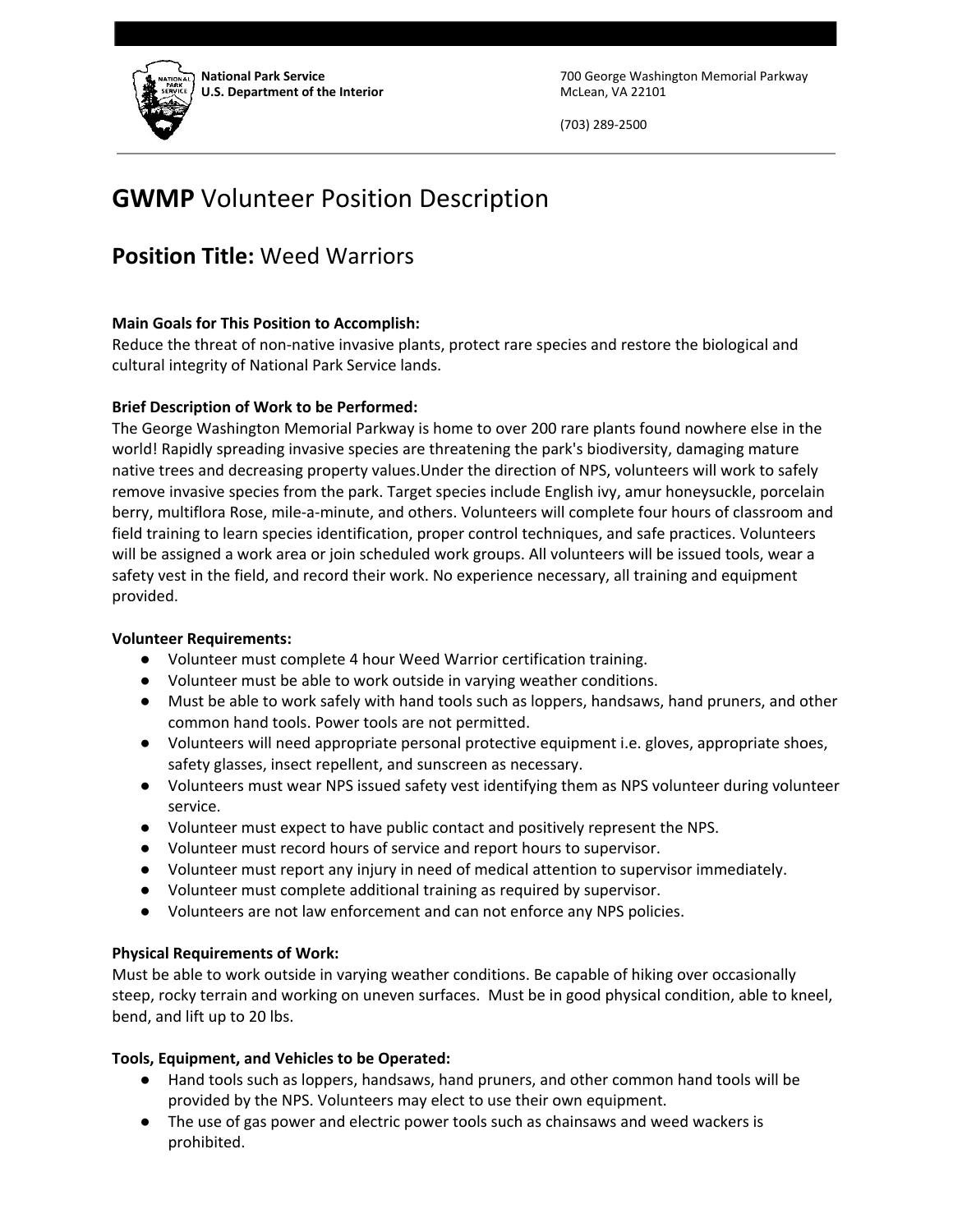National Park Service
U.S. Department of the Interior

700 George Washington Memorial Parkway
McLean, VA 22101

(703) 289-2500

# **GWMP** Volunteer Position Description

## **Position Title:** Weed Warriors

**Main Goals for This Position to Accomplish:**
Reduce the threat of non-native invasive plants, protect rare species and restore the biological and cultural integrity of National Park Service lands.

**Brief Description of Work to be Performed:**
The George Washington Memorial Parkway is home to over 200 rare plants found nowhere else in the world! Rapidly spreading invasive species are threatening the park's biodiversity, damaging mature native trees and decreasing property values.Under the direction of NPS, volunteers will work to safely remove invasive species from the park. Target species include English ivy, amur honeysuckle, porcelain berry, multiflora Rose, mile-a-minute, and others. Volunteers will complete four hours of classroom and field training to learn species identification, proper control techniques, and safe practices. Volunteers will be assigned a work area or join scheduled work groups. All volunteers will be issued tools, wear a safety vest in the field, and record their work. No experience necessary, all training and equipment provided.

**Volunteer Requirements:**

- Volunteer must complete 4 hour Weed Warrior certification training.
- Volunteer must be able to work outside in varying weather conditions.
- Must be able to work safely with hand tools such as loppers, handsaws, hand pruners, and other common hand tools. Power tools are not permitted.
- Volunteers will need appropriate personal protective equipment i.e. gloves, appropriate shoes, safety glasses, insect repellent, and sunscreen as necessary.
- Volunteers must wear NPS issued safety vest identifying them as NPS volunteer during volunteer service.
- Volunteer must expect to have public contact and positively represent the NPS.
- Volunteer must record hours of service and report hours to supervisor.
- Volunteer must report any injury in need of medical attention to supervisor immediately.
- Volunteer must complete additional training as required by supervisor.
- Volunteers are not law enforcement and can not enforce any NPS policies.

**Physical Requirements of Work:**
Must be able to work outside in varying weather conditions. Be capable of hiking over occasionally steep, rocky terrain and working on uneven surfaces. Must be in good physical condition, able to kneel, bend, and lift up to 20 lbs.

**Tools, Equipment, and Vehicles to be Operated:**

- Hand tools such as loppers, handsaws, hand pruners, and other common hand tools will be provided by the NPS. Volunteers may elect to use their own equipment.
- The use of gas power and electric power tools such as chainsaws and weed wackers is prohibited.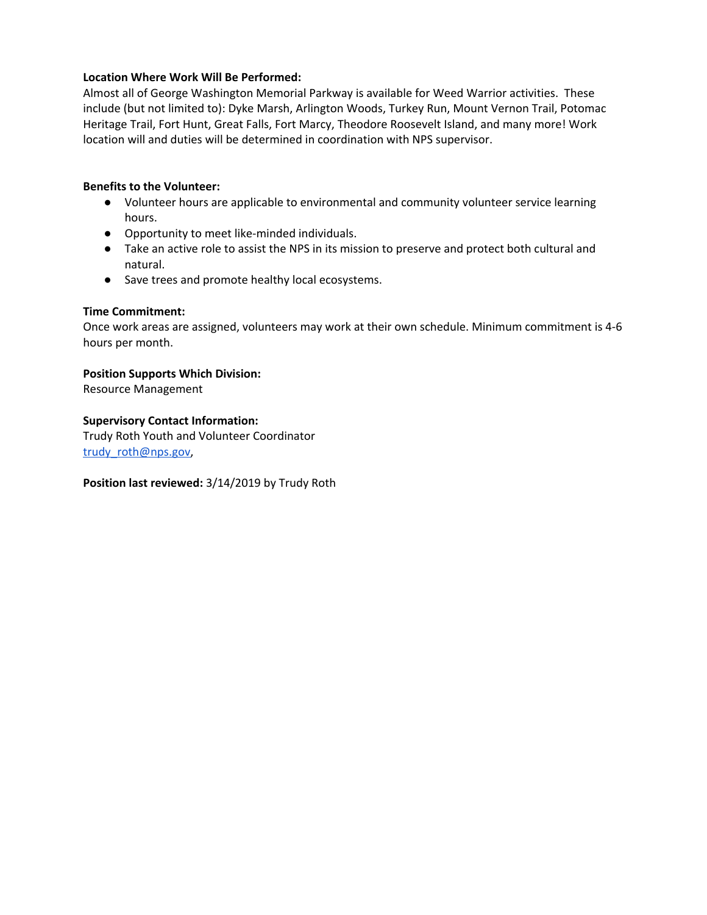**Location Where Work Will Be Performed:**
Almost all of George Washington Memorial Parkway is available for Weed Warrior activities. These include (but not limited to): Dyke Marsh, Arlington Woods, Turkey Run, Mount Vernon Trail, Potomac Heritage Trail, Fort Hunt, Great Falls, Fort Marcy, Theodore Roosevelt Island, and many more! Work location will and duties will be determined in coordination with NPS supervisor.

**Benefits to the Volunteer:**

- Volunteer hours are applicable to environmental and community volunteer service learning hours.
- Opportunity to meet like-minded individuals.
- Take an active role to assist the NPS in its mission to preserve and protect both cultural and natural.
- Save trees and promote healthy local ecosystems.

**Time Commitment:**
Once work areas are assigned, volunteers may work at their own schedule. Minimum commitment is 4-6 hours per month.

**Position Supports Which Division:**
Resource Management

**Supervisory Contact Information:**
Trudy Roth Youth and Volunteer Coordinator
trudy_roth@nps.gov,

**Position last reviewed:** 3/14/2019 by Trudy Roth